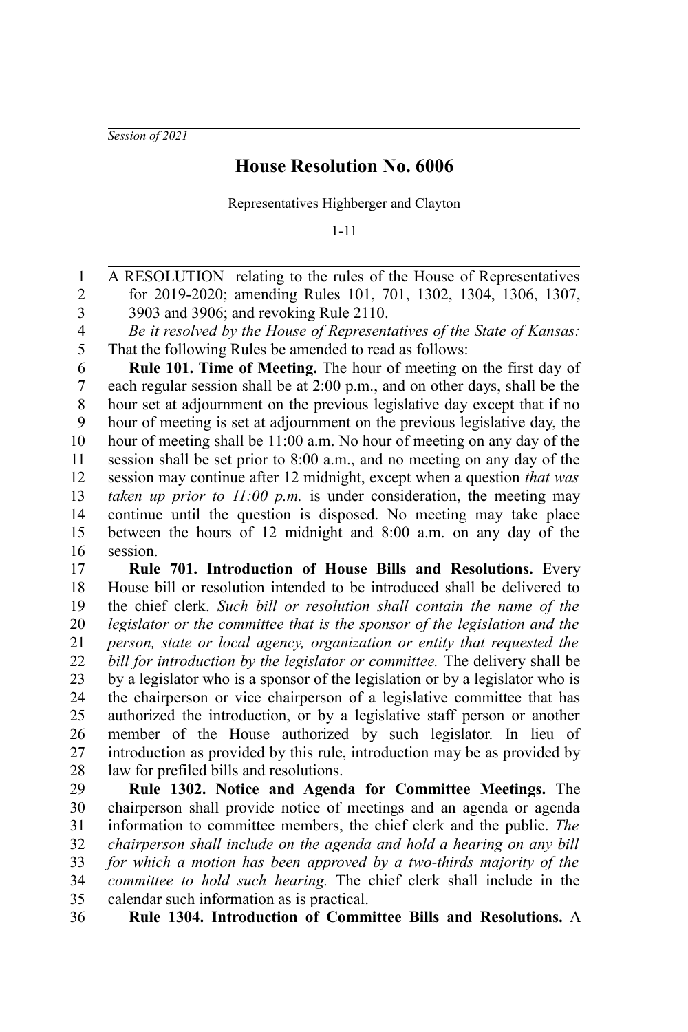*Session of 2021*

# House Resolution No. 6006

Representatives Highberger and Clayton

1-11

A RESOLUTION relating to the rules of the House of Representatives for 2019-2020; amending Rules 101, 701, 1302, 1304, 1306, 1307, 3903 and 3906; and revoking Rule 2110.

*Be it resolved by the House of Representatives of the State of Kansas:* That the following Rules be amended to read as follows:

**Rule 101. Time of Meeting.** The hour of meeting on the first day of each regular session shall be at 2:00 p.m., and on other days, shall be the hour set at adjournment on the previous legislative day except that if no hour of meeting is set at adjournment on the previous legislative day, the hour of meeting shall be 11:00 a.m. No hour of meeting on any day of the session shall be set prior to 8:00 a.m., and no meeting on any day of the session may continue after 12 midnight, except when a question *that was taken up prior to 11:00 p.m.* is under consideration, the meeting may continue until the question is disposed. No meeting may take place between the hours of 12 midnight and 8:00 a.m. on any day of the session.

**Rule 701. Introduction of House Bills and Resolutions.** Every House bill or resolution intended to be introduced shall be delivered to the chief clerk. *Such bill or resolution shall contain the name of the legislator or the committee that is the sponsor of the legislation and the person, state or local agency, organization or entity that requested the bill for introduction by the legislator or committee.* The delivery shall be by a legislator who is a sponsor of the legislation or by a legislator who is the chairperson or vice chairperson of a legislative committee that has authorized the introduction, or by a legislative staff person or another member of the House authorized by such legislator. In lieu of introduction as provided by this rule, introduction may be as provided by law for prefiled bills and resolutions.

**Rule 1302. Notice and Agenda for Committee Meetings.** The chairperson shall provide notice of meetings and an agenda or agenda information to committee members, the chief clerk and the public. *The chairperson shall include on the agenda and hold a hearing on any bill for which a motion has been approved by a two-thirds majority of the committee to hold such hearing.* The chief clerk shall include in the calendar such information as is practical.

**Rule 1304. Introduction of Committee Bills and Resolutions.** A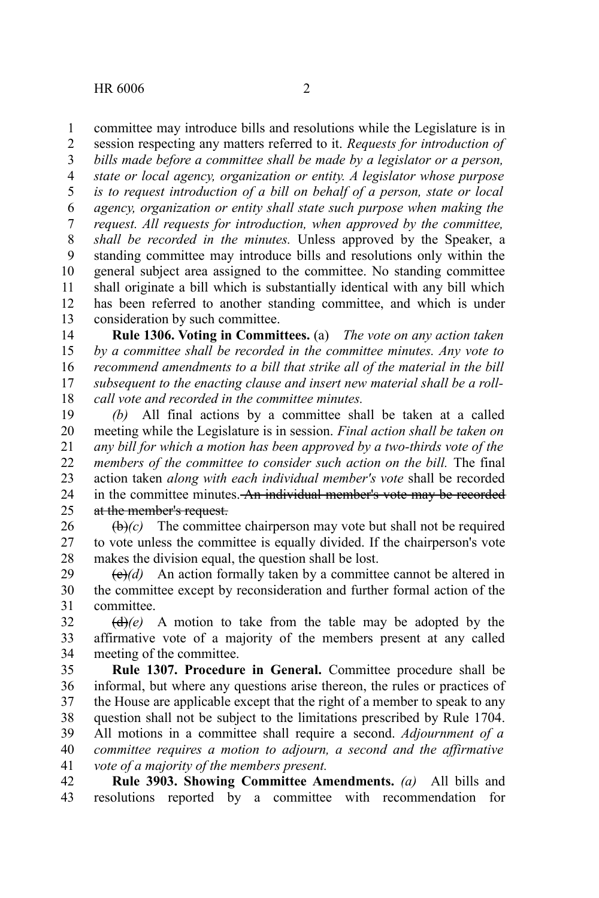committee may introduce bills and resolutions while the Legislature is in session respecting any matters referred to it. *Requests for introduction of bills made before a committee shall be made by a legislator or a person, state or local agency, organization or entity. A legislator whose purpose is to request introduction of a bill on behalf of a person, state or local agency, organization or entity shall state such purpose when making the request. All requests for introduction, when approved by the committee, shall be recorded in the minutes.* Unless approved by the Speaker, a standing committee may introduce bills and resolutions only within the general subject area assigned to the committee. No standing committee shall originate a bill which is substantially identical with any bill which has been referred to another standing committee, and which is under consideration by such committee.

**Rule 1306. Voting in Committees.** (a) *The vote on any action taken by a committee shall be recorded in the committee minutes. Any vote to recommend amendments to a bill that strike all of the material in the bill subsequent to the enacting clause and insert new material shall be a roll-call vote and recorded in the committee minutes.*

*(b)* All final actions by a committee shall be taken at a called meeting while the Legislature is in session. *Final action shall be taken on any bill for which a motion has been approved by a two-thirds vote of the members of the committee to consider such action on the bill.* The final action taken *along with each individual member's vote* shall be recorded in the committee minutes. ~~An individual member's vote may be recorded at the member's request.~~

~~(b)~~*(c)* The committee chairperson may vote but shall not be required to vote unless the committee is equally divided. If the chairperson's vote makes the division equal, the question shall be lost.

~~(c)~~*(d)* An action formally taken by a committee cannot be altered in the committee except by reconsideration and further formal action of the committee.

~~(d)~~*(e)* A motion to take from the table may be adopted by the affirmative vote of a majority of the members present at any called meeting of the committee.

**Rule 1307. Procedure in General.** Committee procedure shall be informal, but where any questions arise thereon, the rules or practices of the House are applicable except that the right of a member to speak to any question shall not be subject to the limitations prescribed by Rule 1704. All motions in a committee shall require a second. *Adjournment of a committee requires a motion to adjourn, a second and the affirmative vote of a majority of the members present.*

**Rule 3903. Showing Committee Amendments.** *(a)* All bills and resolutions reported by a committee with recommendation for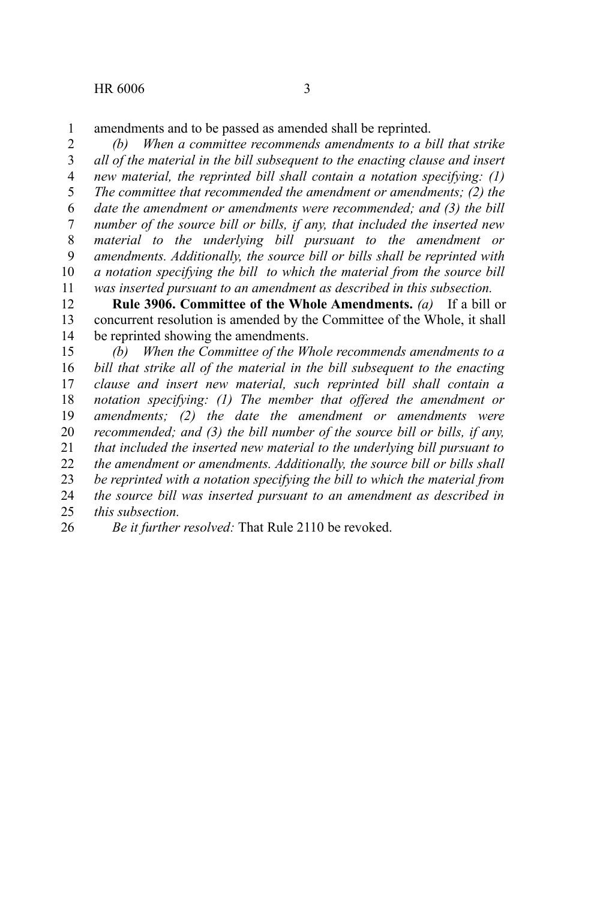amendments and to be passed as amended shall be reprinted.

*(b) When a committee recommends amendments to a bill that strike all of the material in the bill subsequent to the enacting clause and insert new material, the reprinted bill shall contain a notation specifying: (1) The committee that recommended the amendment or amendments; (2) the date the amendment or amendments were recommended; and (3) the bill number of the source bill or bills, if any, that included the inserted new material to the underlying bill pursuant to the amendment or amendments. Additionally, the source bill or bills shall be reprinted with a notation specifying the bill to which the material from the source bill was inserted pursuant to an amendment as described in this subsection.*

**Rule 3906. Committee of the Whole Amendments.** *(a)* If a bill or concurrent resolution is amended by the Committee of the Whole, it shall be reprinted showing the amendments.

*(b) When the Committee of the Whole recommends amendments to a bill that strike all of the material in the bill subsequent to the enacting clause and insert new material, such reprinted bill shall contain a notation specifying: (1) The member that offered the amendment or amendments; (2) the date the amendment or amendments were recommended; and (3) the bill number of the source bill or bills, if any, that included the inserted new material to the underlying bill pursuant to the amendment or amendments. Additionally, the source bill or bills shall be reprinted with a notation specifying the bill to which the material from the source bill was inserted pursuant to an amendment as described in this subsection.*

*Be it further resolved:* That Rule 2110 be revoked.